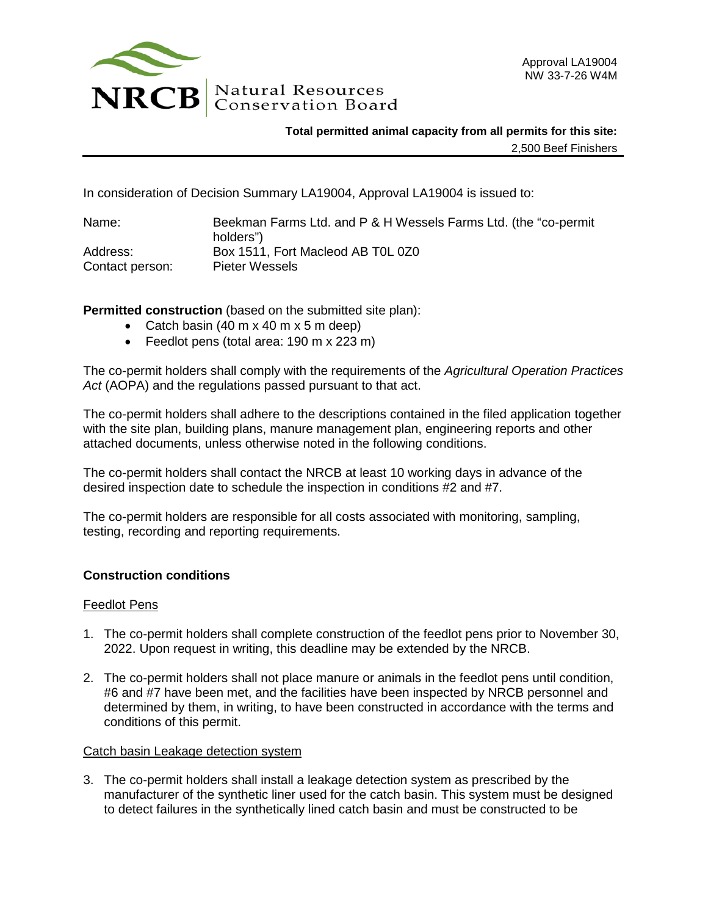NRCB Natural Resources Conservation Board

Approval LA19004
NW 33-7-26 W4M

**Total permitted animal capacity from all permits for this site:**
2,500 Beef Finishers

In consideration of Decision Summary LA19004, Approval LA19004 is issued to:

Name: Beekman Farms Ltd. and P & H Wessels Farms Ltd. (the "co-permit holders")
Address: Box 1511, Fort Macleod AB T0L 0Z0
Contact person: Pieter Wessels

**Permitted construction** (based on the submitted site plan):

- Catch basin (40 m x 40 m x 5 m deep)
- Feedlot pens (total area: 190 m x 223 m)

The co-permit holders shall comply with the requirements of the *Agricultural Operation Practices Act* (AOPA) and the regulations passed pursuant to that act.

The co-permit holders shall adhere to the descriptions contained in the filed application together with the site plan, building plans, manure management plan, engineering reports and other attached documents, unless otherwise noted in the following conditions.

The co-permit holders shall contact the NRCB at least 10 working days in advance of the desired inspection date to schedule the inspection in conditions #2 and #7.

The co-permit holders are responsible for all costs associated with monitoring, sampling, testing, recording and reporting requirements.

**Construction conditions**

Feedlot Pens

1. The co-permit holders shall complete construction of the feedlot pens prior to November 30, 2022. Upon request in writing, this deadline may be extended by the NRCB.
2. The co-permit holders shall not place manure or animals in the feedlot pens until condition, #6 and #7 have been met, and the facilities have been inspected by NRCB personnel and determined by them, in writing, to have been constructed in accordance with the terms and conditions of this permit.

Catch basin Leakage detection system

3. The co-permit holders shall install a leakage detection system as prescribed by the manufacturer of the synthetic liner used for the catch basin. This system must be designed to detect failures in the synthetically lined catch basin and must be constructed to be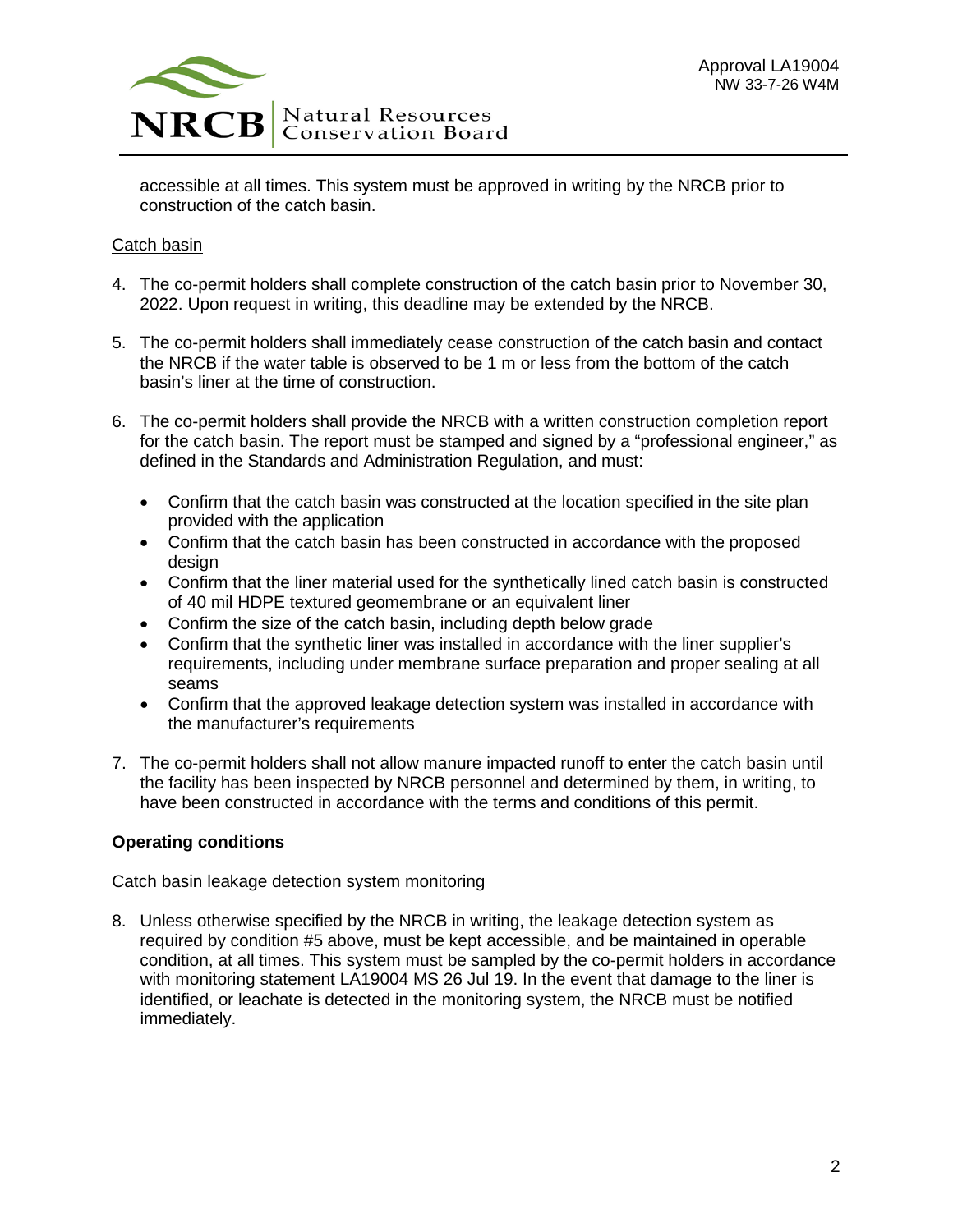accessible at all times. This system must be approved in writing by the NRCB prior to construction of the catch basin.

Catch basin

4. The co-permit holders shall complete construction of the catch basin prior to November 30, 2022. Upon request in writing, this deadline may be extended by the NRCB.

5. The co-permit holders shall immediately cease construction of the catch basin and contact the NRCB if the water table is observed to be 1 m or less from the bottom of the catch basin's liner at the time of construction.

6. The co-permit holders shall provide the NRCB with a written construction completion report for the catch basin. The report must be stamped and signed by a "professional engineer," as defined in the Standards and Administration Regulation, and must:

   - Confirm that the catch basin was constructed at the location specified in the site plan provided with the application
   - Confirm that the catch basin has been constructed in accordance with the proposed design
   - Confirm that the liner material used for the synthetically lined catch basin is constructed of 40 mil HDPE textured geomembrane or an equivalent liner
   - Confirm the size of the catch basin, including depth below grade
   - Confirm that the synthetic liner was installed in accordance with the liner supplier's requirements, including under membrane surface preparation and proper sealing at all seams
   - Confirm that the approved leakage detection system was installed in accordance with the manufacturer's requirements

7. The co-permit holders shall not allow manure impacted runoff to enter the catch basin until the facility has been inspected by NRCB personnel and determined by them, in writing, to have been constructed in accordance with the terms and conditions of this permit.

**Operating conditions**

Catch basin leakage detection system monitoring

8. Unless otherwise specified by the NRCB in writing, the leakage detection system as required by condition #5 above, must be kept accessible, and be maintained in operable condition, at all times. This system must be sampled by the co-permit holders in accordance with monitoring statement LA19004 MS 26 Jul 19. In the event that damage to the liner is identified, or leachate is detected in the monitoring system, the NRCB must be notified immediately.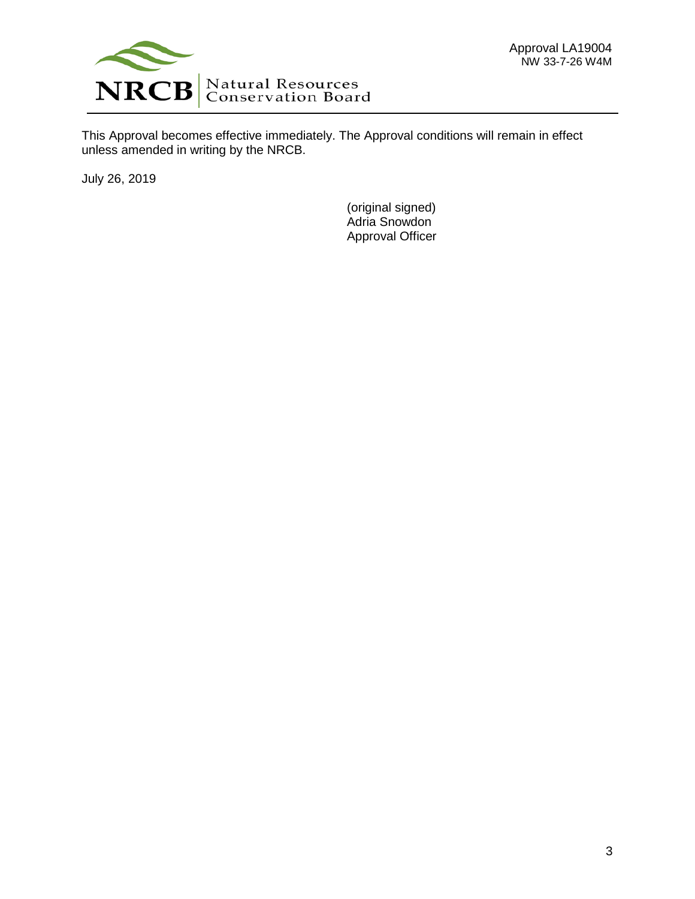This Approval becomes effective immediately. The Approval conditions will remain in effect unless amended in writing by the NRCB.

July 26, 2019

(original signed)
Adria Snowdon
Approval Officer